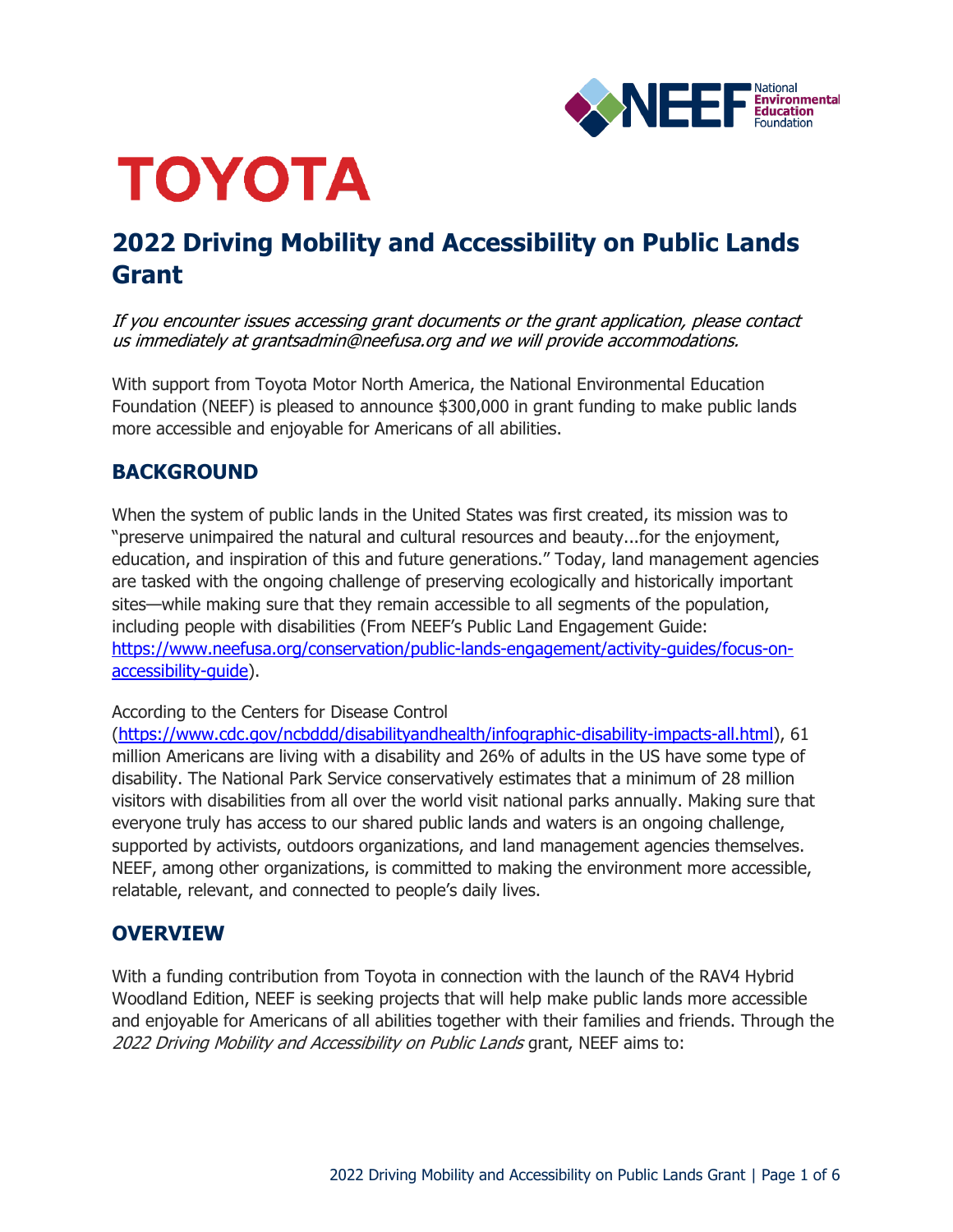# 2022 Driving Mobility and Accessibility on Public Lands Grant

*If you encounter issues accessing grant documents or the grant application, please contact us immediately at grantsadmin@neefusa.org and we will provide accommodations.*

With support from Toyota Motor North America, the National Environmental Education Foundation (NEEF) is pleased to announce $300,000 in grant funding to make public lands more accessible and enjoyable for Americans of all abilities.

## BACKGROUND

When the system of public lands in the United States was first created, its mission was to "preserve unimpaired the natural and cultural resources and beauty...for the enjoyment, education, and inspiration of this and future generations." Today, land management agencies are tasked with the ongoing challenge of preserving ecologically and historically important sites—while making sure that they remain accessible to all segments of the population, including people with disabilities (From NEEF's Public Land Engagement Guide: https://www.neefusa.org/conservation/public-lands-engagement/activity-guides/focus-on-accessibility-guide).

According to the Centers for Disease Control (https://www.cdc.gov/ncbddd/disabilityandhealth/infographic-disability-impacts-all.html), 61 million Americans are living with a disability and 26% of adults in the US have some type of disability. The National Park Service conservatively estimates that a minimum of 28 million visitors with disabilities from all over the world visit national parks annually. Making sure that everyone truly has access to our shared public lands and waters is an ongoing challenge, supported by activists, outdoors organizations, and land management agencies themselves. NEEF, among other organizations, is committed to making the environment more accessible, relatable, relevant, and connected to people's daily lives.

## OVERVIEW

With a funding contribution from Toyota in connection with the launch of the RAV4 Hybrid Woodland Edition, NEEF is seeking projects that will help make public lands more accessible and enjoyable for Americans of all abilities together with their families and friends. Through the *2022 Driving Mobility and Accessibility on Public Lands* grant, NEEF aims to: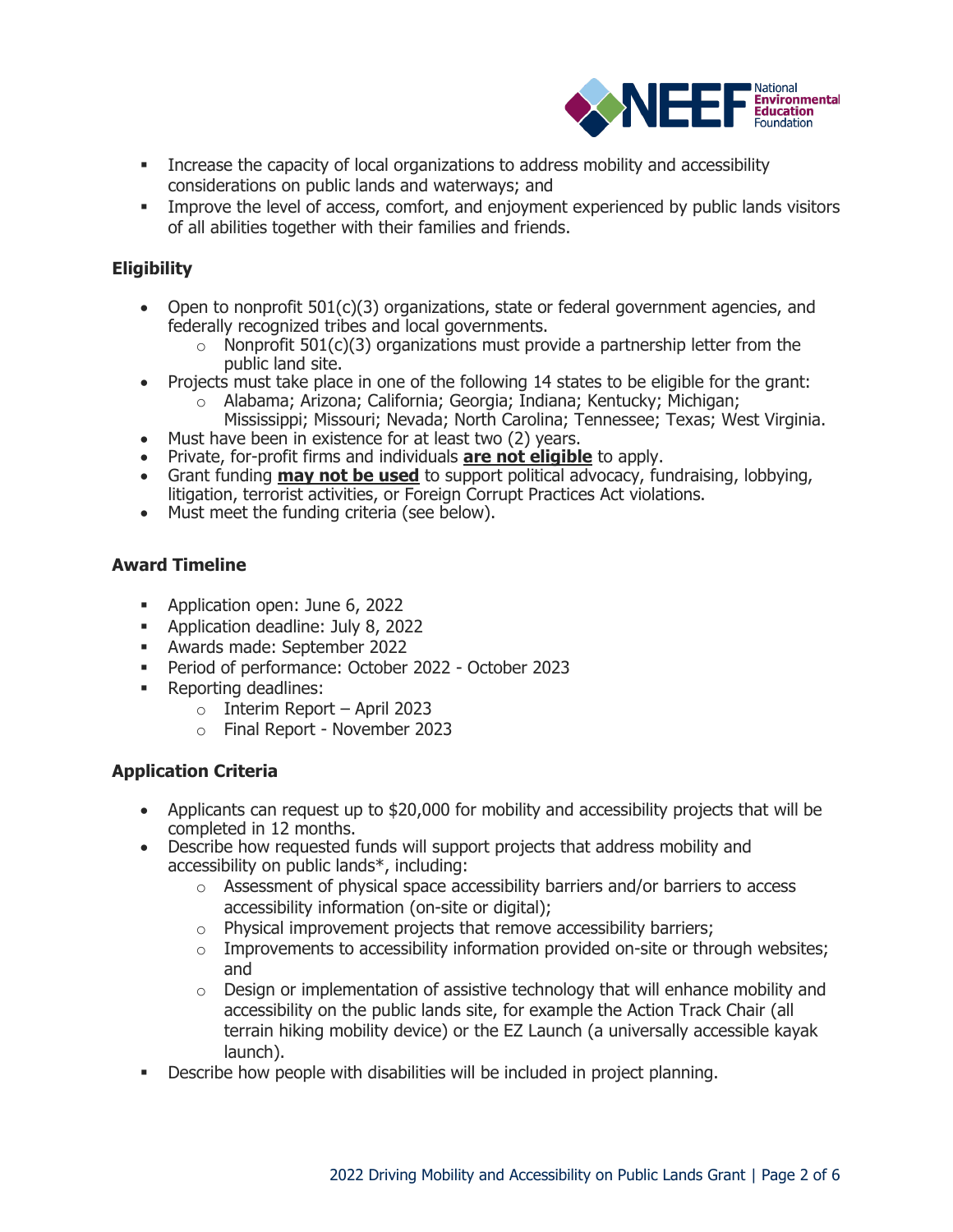- Increase the capacity of local organizations to address mobility and accessibility considerations on public lands and waterways; and
- Improve the level of access, comfort, and enjoyment experienced by public lands visitors of all abilities together with their families and friends.

### Eligibility

- Open to nonprofit 501(c)(3) organizations, state or federal government agencies, and federally recognized tribes and local governments.
  - Nonprofit 501(c)(3) organizations must provide a partnership letter from the public land site.
- Projects must take place in one of the following 14 states to be eligible for the grant:
  - Alabama; Arizona; California; Georgia; Indiana; Kentucky; Michigan; Mississippi; Missouri; Nevada; North Carolina; Tennessee; Texas; West Virginia.
- Must have been in existence for at least two (2) years.
- Private, for-profit firms and individuals **are not eligible** to apply.
- Grant funding **may not be used** to support political advocacy, fundraising, lobbying, litigation, terrorist activities, or Foreign Corrupt Practices Act violations.
- Must meet the funding criteria (see below).

### Award Timeline

- Application open: June 6, 2022
- Application deadline: July 8, 2022
- Awards made: September 2022
- Period of performance: October 2022 - October 2023
- Reporting deadlines:
  - Interim Report – April 2023
  - Final Report - November 2023

### Application Criteria

- Applicants can request up to $20,000 for mobility and accessibility projects that will be completed in 12 months.
- Describe how requested funds will support projects that address mobility and accessibility on public lands*, including:
  - Assessment of physical space accessibility barriers and/or barriers to access accessibility information (on-site or digital);
  - Physical improvement projects that remove accessibility barriers;
  - Improvements to accessibility information provided on-site or through websites; and
  - Design or implementation of assistive technology that will enhance mobility and accessibility on the public lands site, for example the Action Track Chair (all terrain hiking mobility device) or the EZ Launch (a universally accessible kayak launch).
- Describe how people with disabilities will be included in project planning.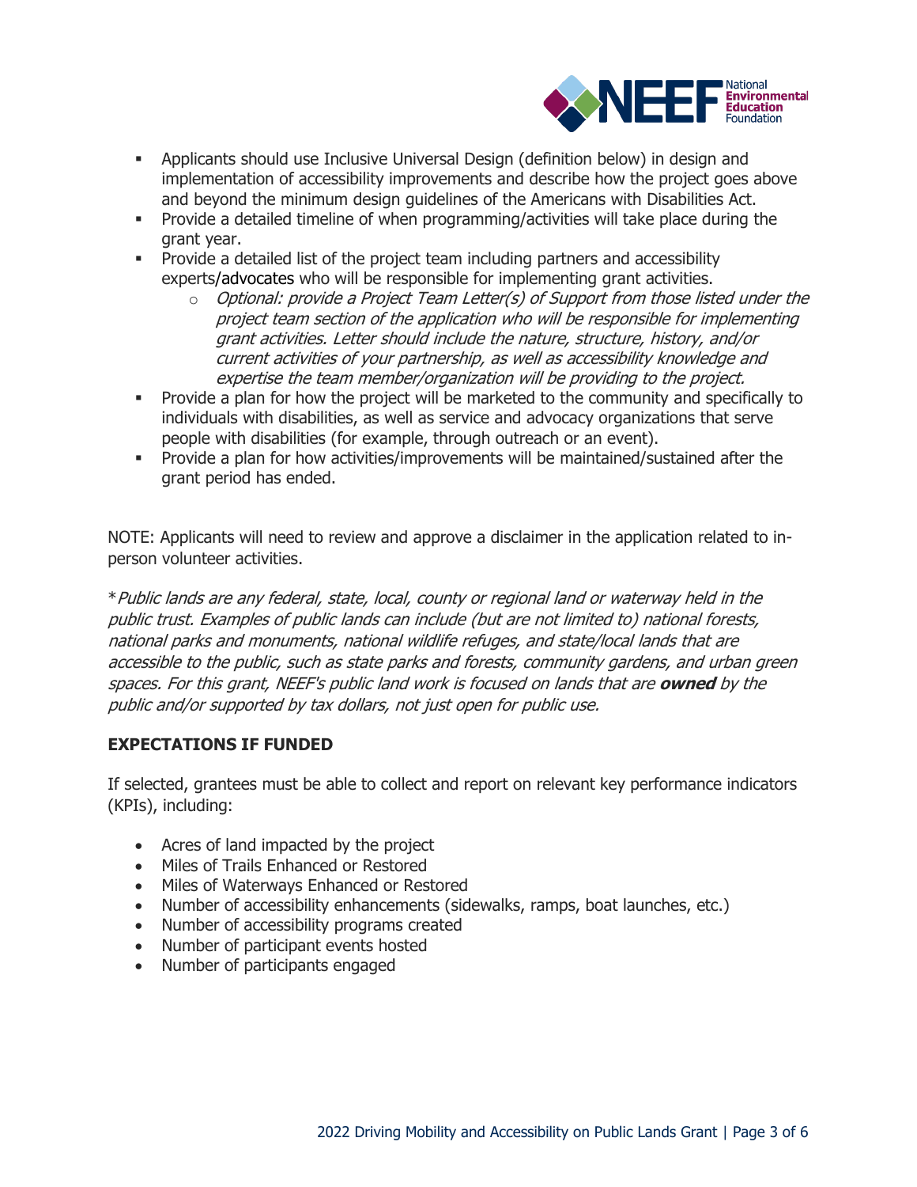- Applicants should use Inclusive Universal Design (definition below) in design and implementation of accessibility improvements and describe how the project goes above and beyond the minimum design guidelines of the Americans with Disabilities Act.
- Provide a detailed timeline of when programming/activities will take place during the grant year.
- Provide a detailed list of the project team including partners and accessibility experts/advocates who will be responsible for implementing grant activities.
  - *Optional: provide a Project Team Letter(s) of Support from those listed under the project team section of the application who will be responsible for implementing grant activities. Letter should include the nature, structure, history, and/or current activities of your partnership, as well as accessibility knowledge and expertise the team member/organization will be providing to the project.*
- Provide a plan for how the project will be marketed to the community and specifically to individuals with disabilities, as well as service and advocacy organizations that serve people with disabilities (for example, through outreach or an event).
- Provide a plan for how activities/improvements will be maintained/sustained after the grant period has ended.

NOTE: Applicants will need to review and approve a disclaimer in the application related to in-person volunteer activities.

\**Public lands are any federal, state, local, county or regional land or waterway held in the public trust. Examples of public lands can include (but are not limited to) national forests, national parks and monuments, national wildlife refuges, and state/local lands that are accessible to the public, such as state parks and forests, community gardens, and urban green spaces. For this grant, NEEF's public land work is focused on lands that are* ***owned*** *by the public and/or supported by tax dollars, not just open for public use.*

## EXPECTATIONS IF FUNDED

If selected, grantees must be able to collect and report on relevant key performance indicators (KPIs), including:

- Acres of land impacted by the project
- Miles of Trails Enhanced or Restored
- Miles of Waterways Enhanced or Restored
- Number of accessibility enhancements (sidewalks, ramps, boat launches, etc.)
- Number of accessibility programs created
- Number of participant events hosted
- Number of participants engaged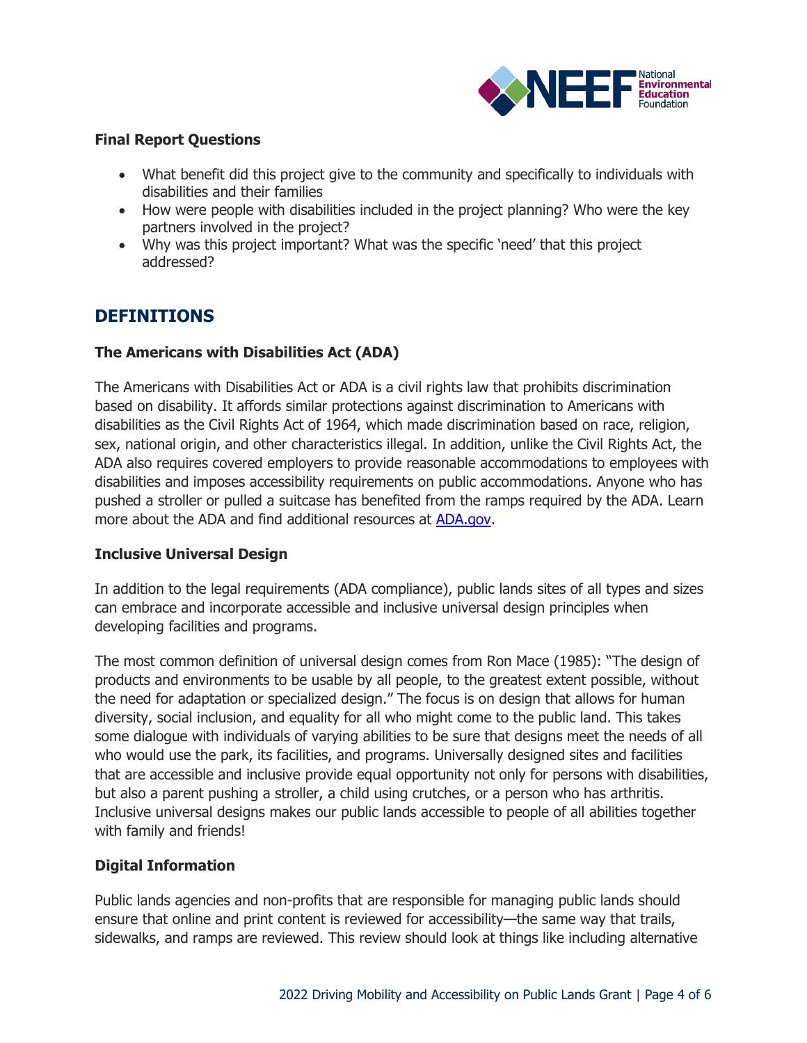**Final Report Questions**

- What benefit did this project give to the community and specifically to individuals with disabilities and their families
- How were people with disabilities included in the project planning? Who were the key partners involved in the project?
- Why was this project important? What was the specific 'need' that this project addressed?

## DEFINITIONS

### The Americans with Disabilities Act (ADA)

The Americans with Disabilities Act or ADA is a civil rights law that prohibits discrimination based on disability. It affords similar protections against discrimination to Americans with disabilities as the Civil Rights Act of 1964, which made discrimination based on race, religion, sex, national origin, and other characteristics illegal. In addition, unlike the Civil Rights Act, the ADA also requires covered employers to provide reasonable accommodations to employees with disabilities and imposes accessibility requirements on public accommodations. Anyone who has pushed a stroller or pulled a suitcase has benefited from the ramps required by the ADA. Learn more about the ADA and find additional resources at [ADA.gov](ADA.gov).

### Inclusive Universal Design

In addition to the legal requirements (ADA compliance), public lands sites of all types and sizes can embrace and incorporate accessible and inclusive universal design principles when developing facilities and programs.

The most common definition of universal design comes from Ron Mace (1985): "The design of products and environments to be usable by all people, to the greatest extent possible, without the need for adaptation or specialized design." The focus is on design that allows for human diversity, social inclusion, and equality for all who might come to the public land. This takes some dialogue with individuals of varying abilities to be sure that designs meet the needs of all who would use the park, its facilities, and programs. Universally designed sites and facilities that are accessible and inclusive provide equal opportunity not only for persons with disabilities, but also a parent pushing a stroller, a child using crutches, or a person who has arthritis. Inclusive universal designs makes our public lands accessible to people of all abilities together with family and friends!

### Digital Information

Public lands agencies and non-profits that are responsible for managing public lands should ensure that online and print content is reviewed for accessibility—the same way that trails, sidewalks, and ramps are reviewed. This review should look at things like including alternative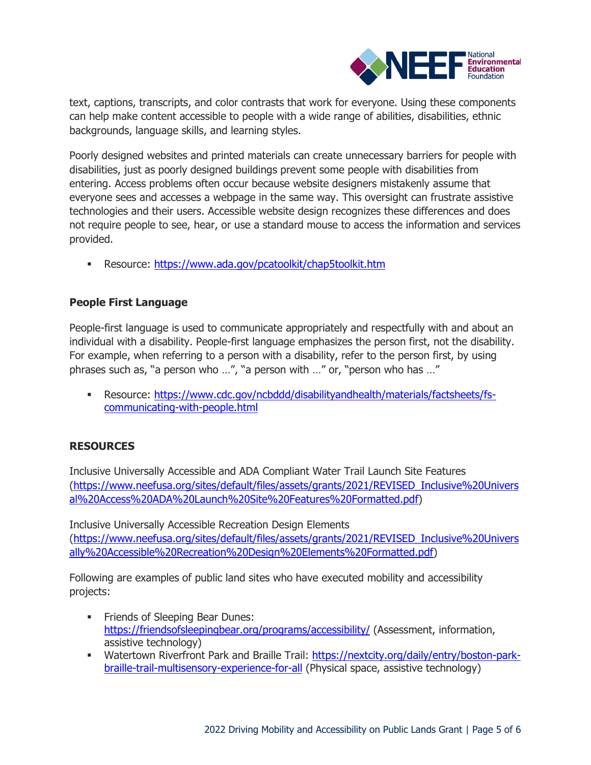text, captions, transcripts, and color contrasts that work for everyone. Using these components can help make content accessible to people with a wide range of abilities, disabilities, ethnic backgrounds, language skills, and learning styles.

Poorly designed websites and printed materials can create unnecessary barriers for people with disabilities, just as poorly designed buildings prevent some people with disabilities from entering. Access problems often occur because website designers mistakenly assume that everyone sees and accesses a webpage in the same way. This oversight can frustrate assistive technologies and their users. Accessible website design recognizes these differences and does not require people to see, hear, or use a standard mouse to access the information and services provided.

- Resource: https://www.ada.gov/pcatoolkit/chap5toolkit.htm

**People First Language**

People-first language is used to communicate appropriately and respectfully with and about an individual with a disability. People-first language emphasizes the person first, not the disability. For example, when referring to a person with a disability, refer to the person first, by using phrases such as, "a person who …", "a person with …" or, "person who has …"

- Resource: https://www.cdc.gov/ncbddd/disabilityandhealth/materials/factsheets/fs-communicating-with-people.html

**RESOURCES**

Inclusive Universally Accessible and ADA Compliant Water Trail Launch Site Features (https://www.neefusa.org/sites/default/files/assets/grants/2021/REVISED_Inclusive%20Universal%20Access%20ADA%20Launch%20Site%20Features%20Formatted.pdf)

Inclusive Universally Accessible Recreation Design Elements (https://www.neefusa.org/sites/default/files/assets/grants/2021/REVISED_Inclusive%20Universally%20Accessible%20Recreation%20Design%20Elements%20Formatted.pdf)

Following are examples of public land sites who have executed mobility and accessibility projects:

- Friends of Sleeping Bear Dunes: https://friendsofsleepingbear.org/programs/accessibility/ (Assessment, information, assistive technology)
- Watertown Riverfront Park and Braille Trail: https://nextcity.org/daily/entry/boston-park-braille-trail-multisensory-experience-for-all (Physical space, assistive technology)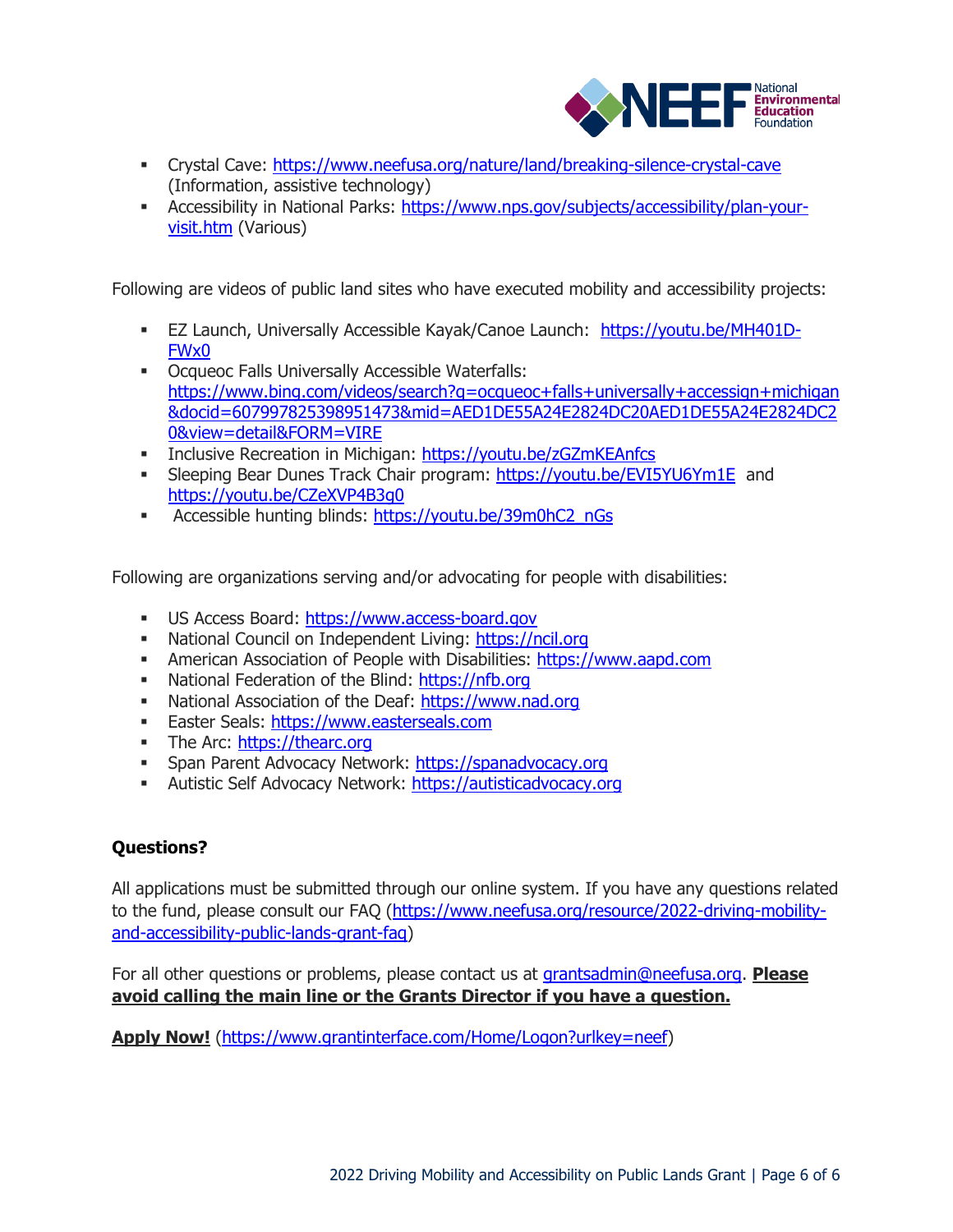- Crystal Cave: https://www.neefusa.org/nature/land/breaking-silence-crystal-cave (Information, assistive technology)
- Accessibility in National Parks: https://www.nps.gov/subjects/accessibility/plan-your-visit.htm (Various)

Following are videos of public land sites who have executed mobility and accessibility projects:

- EZ Launch, Universally Accessible Kayak/Canoe Launch: https://youtu.be/MH401D-FWx0
- Ocqueoc Falls Universally Accessible Waterfalls: https://www.bing.com/videos/search?q=ocqueoc+falls+universally+accessign+michigan&docid=607997825398951473&mid=AED1DE55A24E2824DC20AED1DE55A24E2824DC20&view=detail&FORM=VIRE
- Inclusive Recreation in Michigan: https://youtu.be/zGZmKEAnfcs
- Sleeping Bear Dunes Track Chair program: https://youtu.be/EVI5YU6Ym1E and https://youtu.be/CZeXVP4B3g0
- Accessible hunting blinds: https://youtu.be/39m0hC2_nGs

Following are organizations serving and/or advocating for people with disabilities:

- US Access Board: https://www.access-board.gov
- National Council on Independent Living: https://ncil.org
- American Association of People with Disabilities: https://www.aapd.com
- National Federation of the Blind: https://nfb.org
- National Association of the Deaf: https://www.nad.org
- Easter Seals: https://www.easterseals.com
- The Arc: https://thearc.org
- Span Parent Advocacy Network: https://spanadvocacy.org
- Autistic Self Advocacy Network: https://autisticadvocacy.org

**Questions?**

All applications must be submitted through our online system. If you have any questions related to the fund, please consult our FAQ (https://www.neefusa.org/resource/2022-driving-mobility-and-accessibility-public-lands-grant-faq)

For all other questions or problems, please contact us at grantsadmin@neefusa.org. **Please avoid calling the main line or the Grants Director if you have a question.**

**Apply Now!** (https://www.grantinterface.com/Home/Logon?urlkey=neef)